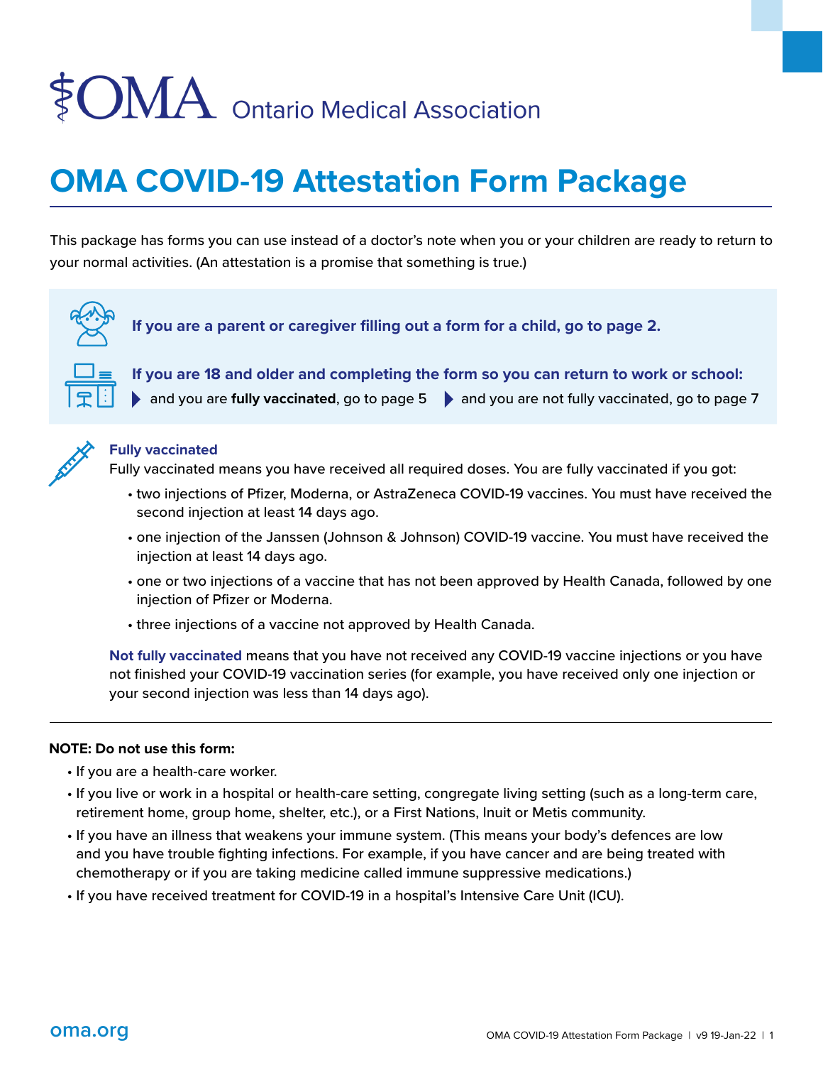# OMA Ontario Medical Association

## OMA COVID-19 Attestation Form Package

This package has forms you can use instead of a doctor's note when you or your children are ready to return to your normal activities. (An attestation is a promise that something is true.)

**If you are a parent or caregiver filling out a form for a child, go to page 2.**

**If you are 18 and older and completing the form so you can return to work or school:**

- and you are **fully vaccinated**, go to page 5
- and you are not fully vaccinated, go to page 7

**Fully vaccinated**

Fully vaccinated means you have received all required doses. You are fully vaccinated if you got:

- two injections of Pfizer, Moderna, or AstraZeneca COVID-19 vaccines. You must have received the second injection at least 14 days ago.
- one injection of the Janssen (Johnson & Johnson) COVID-19 vaccine. You must have received the injection at least 14 days ago.
- one or two injections of a vaccine that has not been approved by Health Canada, followed by one injection of Pfizer or Moderna.
- three injections of a vaccine not approved by Health Canada.

**Not fully vaccinated** means that you have not received any COVID-19 vaccine injections or you have not finished your COVID-19 vaccination series (for example, you have received only one injection or your second injection was less than 14 days ago).

---

**NOTE: Do not use this form:**

- If you are a health-care worker.
- If you live or work in a hospital or health-care setting, congregate living setting (such as a long-term care, retirement home, group home, shelter, etc.), or a First Nations, Inuit or Metis community.
- If you have an illness that weakens your immune system. (This means your body's defences are low and you have trouble fighting infections. For example, if you have cancer and are being treated with chemotherapy or if you are taking medicine called immune suppressive medications.)
- If you have received treatment for COVID-19 in a hospital's Intensive Care Unit (ICU).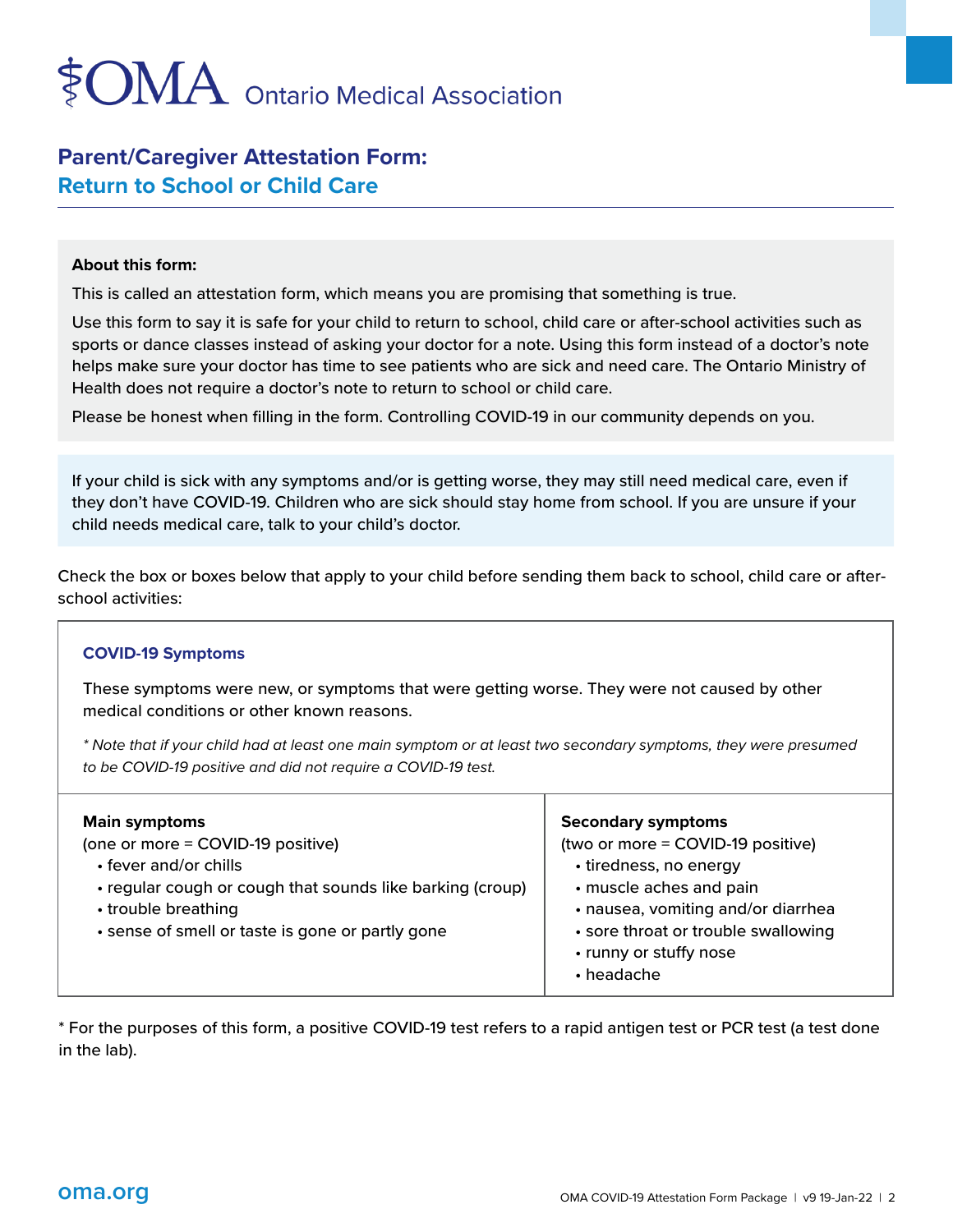# Ontario Medical Association

## Parent/Caregiver Attestation Form: Return to School or Child Care

**About this form:**

This is called an attestation form, which means you are promising that something is true.

Use this form to say it is safe for your child to return to school, child care or after-school activities such as sports or dance classes instead of asking your doctor for a note. Using this form instead of a doctor's note helps make sure your doctor has time to see patients who are sick and need care. The Ontario Ministry of Health does not require a doctor's note to return to school or child care.

Please be honest when filling in the form. Controlling COVID-19 in our community depends on you.

If your child is sick with any symptoms and/or is getting worse, they may still need medical care, even if they don't have COVID-19. Children who are sick should stay home from school. If you are unsure if your child needs medical care, talk to your child's doctor.

Check the box or boxes below that apply to your child before sending them back to school, child care or after-school activities:

### COVID-19 Symptoms

These symptoms were new, or symptoms that were getting worse. They were not caused by other medical conditions or other known reasons.

*\* Note that if your child had at least one main symptom or at least two secondary symptoms, they were presumed to be COVID-19 positive and did not require a COVID-19 test.*

**Main symptoms**
(one or more = COVID-19 positive)

- fever and/or chills
- regular cough or cough that sounds like barking (croup)
- trouble breathing
- sense of smell or taste is gone or partly gone

**Secondary symptoms**
(two or more = COVID-19 positive)

- tiredness, no energy
- muscle aches and pain
- nausea, vomiting and/or diarrhea
- sore throat or trouble swallowing
- runny or stuffy nose
- headache

\* For the purposes of this form, a positive COVID-19 test refers to a rapid antigen test or PCR test (a test done in the lab).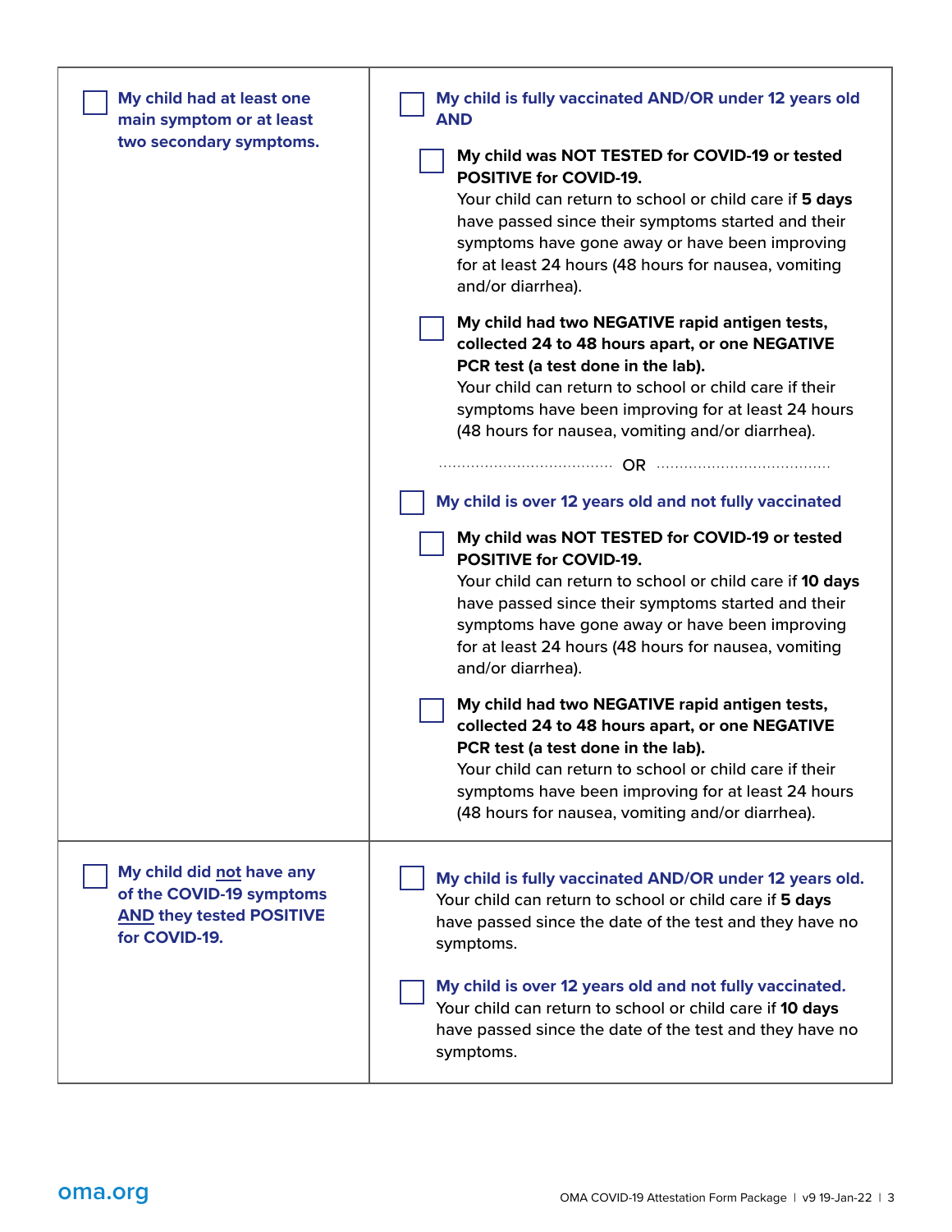| | |
|---|---|
| ☐ **My child had at least one main symptom or at least two secondary symptoms.** | ☐ **My child is fully vaccinated AND/OR under 12 years old AND**<br><br>☐ **My child was NOT TESTED for COVID-19 or tested POSITIVE for COVID-19.**<br>Your child can return to school or child care if **5 days** have passed since their symptoms started and their symptoms have gone away or have been improving for at least 24 hours (48 hours for nausea, vomiting and/or diarrhea).<br><br>☐ **My child had two NEGATIVE rapid antigen tests, collected 24 to 48 hours apart, or one NEGATIVE PCR test (a test done in the lab).**<br>Your child can return to school or child care if their symptoms have been improving for at least 24 hours (48 hours for nausea, vomiting and/or diarrhea).<br><br>OR<br><br>☐ **My child is over 12 years old and not fully vaccinated**<br><br>☐ **My child was NOT TESTED for COVID-19 or tested POSITIVE for COVID-19.**<br>Your child can return to school or child care if **10 days** have passed since their symptoms started and their symptoms have gone away or have been improving for at least 24 hours (48 hours for nausea, vomiting and/or diarrhea).<br><br>☐ **My child had two NEGATIVE rapid antigen tests, collected 24 to 48 hours apart, or one NEGATIVE PCR test (a test done in the lab).**<br>Your child can return to school or child care if their symptoms have been improving for at least 24 hours (48 hours for nausea, vomiting and/or diarrhea). |
| ☐ **My child did <u>not</u> have any of the COVID-19 symptoms <u>AND</u> they tested POSITIVE for COVID-19.** | ☐ **My child is fully vaccinated AND/OR under 12 years old.**<br>Your child can return to school or child care if **5 days** have passed since the date of the test and they have no symptoms.<br><br>☐ **My child is over 12 years old and not fully vaccinated.**<br>Your child can return to school or child care if **10 days** have passed since the date of the test and they have no symptoms. |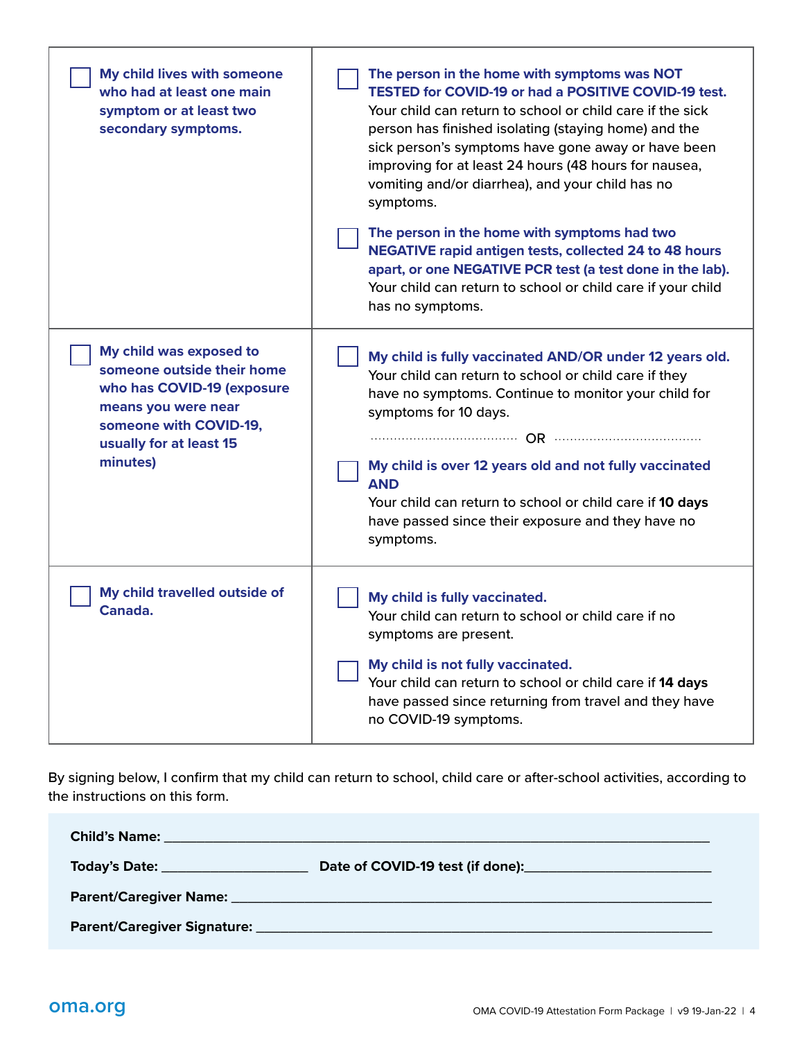| | |
|---|---|
| ☐ **My child lives with someone who had at least one main symptom or at least two secondary symptoms.** | ☐ **The person in the home with symptoms was NOT TESTED for COVID-19 or had a POSITIVE COVID-19 test.** Your child can return to school or child care if the sick person has finished isolating (staying home) and the sick person's symptoms have gone away or have been improving for at least 24 hours (48 hours for nausea, vomiting and/or diarrhea), and your child has no symptoms.<br><br>☐ **The person in the home with symptoms had two NEGATIVE rapid antigen tests, collected 24 to 48 hours apart, or one NEGATIVE PCR test (a test done in the lab).** Your child can return to school or child care if your child has no symptoms. |
| ☐ **My child was exposed to someone outside their home who has COVID-19 (exposure means you were near someone with COVID-19, usually for at least 15 minutes)** | ☐ **My child is fully vaccinated AND/OR under 12 years old.** Your child can return to school or child care if they have no symptoms. Continue to monitor your child for symptoms for 10 days.<br><br>OR<br><br>☐ **My child is over 12 years old and not fully vaccinated AND** Your child can return to school or child care if **10 days** have passed since their exposure and they have no symptoms. |
| ☐ **My child travelled outside of Canada.** | ☐ **My child is fully vaccinated.** Your child can return to school or child care if no symptoms are present.<br><br>☐ **My child is not fully vaccinated.** Your child can return to school or child care if **14 days** have passed since returning from travel and they have no COVID-19 symptoms. |

By signing below, I confirm that my child can return to school, child care or after-school activities, according to the instructions on this form.

**Child's Name:** ______________________________

**Today's Date:** ____________ **Date of COVID-19 test (if done):** ____________

**Parent/Caregiver Name:** ______________________________

**Parent/Caregiver Signature:** ______________________________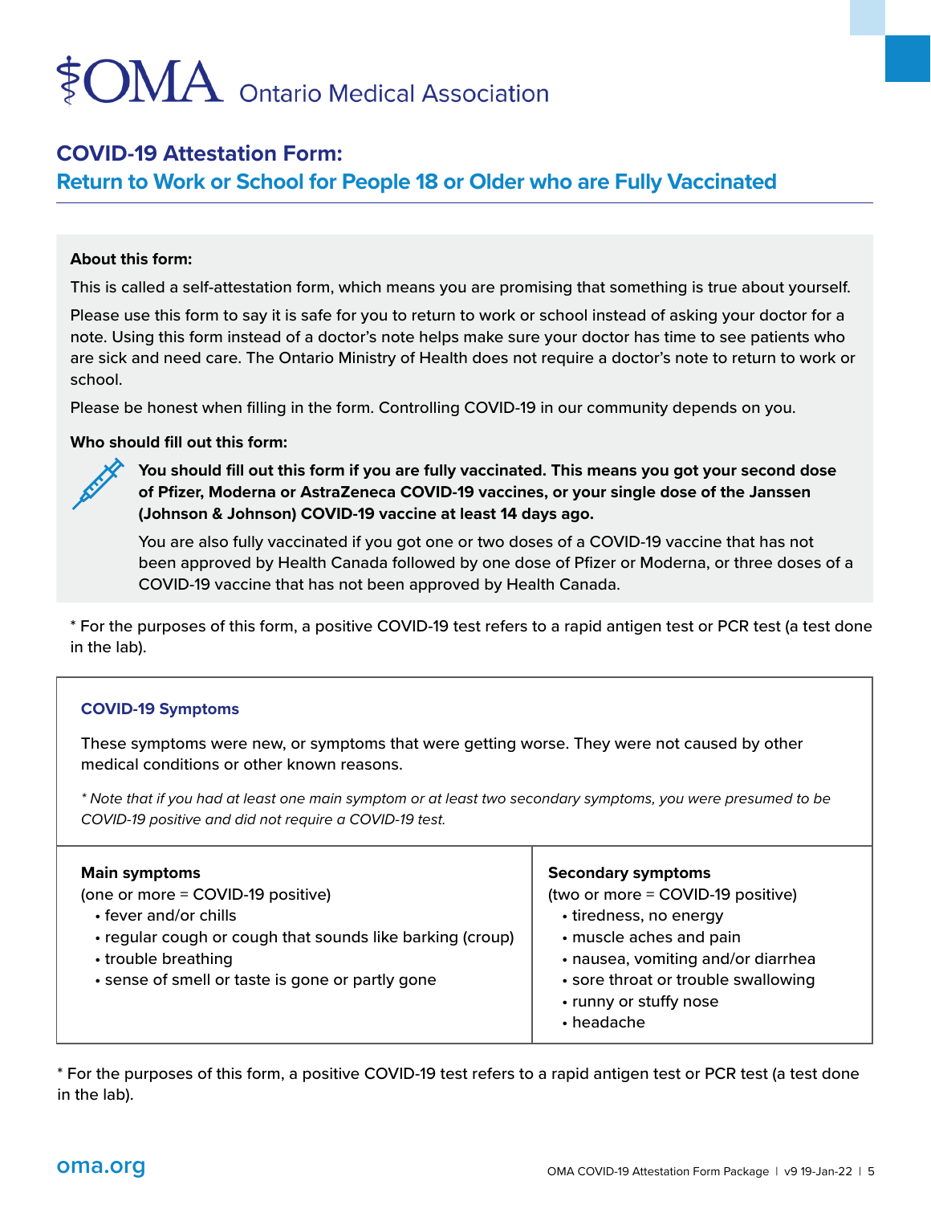# Ontario Medical Association

## COVID-19 Attestation Form:

## Return to Work or School for People 18 or Older who are Fully Vaccinated

**About this form:**

This is called a self-attestation form, which means you are promising that something is true about yourself.

Please use this form to say it is safe for you to return to work or school instead of asking your doctor for a note. Using this form instead of a doctor's note helps make sure your doctor has time to see patients who are sick and need care. The Ontario Ministry of Health does not require a doctor's note to return to work or school.

Please be honest when filling in the form. Controlling COVID-19 in our community depends on you.

**Who should fill out this form:**

**You should fill out this form if you are fully vaccinated. This means you got your second dose of Pfizer, Moderna or AstraZeneca COVID-19 vaccines, or your single dose of the Janssen (Johnson & Johnson) COVID-19 vaccine at least 14 days ago.**

You are also fully vaccinated if you got one or two doses of a COVID-19 vaccine that has not been approved by Health Canada followed by one dose of Pfizer or Moderna, or three doses of a COVID-19 vaccine that has not been approved by Health Canada.

* For the purposes of this form, a positive COVID-19 test refers to a rapid antigen test or PCR test (a test done in the lab).

### COVID-19 Symptoms

These symptoms were new, or symptoms that were getting worse. They were not caused by other medical conditions or other known reasons.

*\* Note that if you had at least one main symptom or at least two secondary symptoms, you were presumed to be COVID-19 positive and did not require a COVID-19 test.*

| Main symptoms (one or more = COVID-19 positive) | Secondary symptoms (two or more = COVID-19 positive) |
|---|---|
| • fever and/or chills<br>• regular cough or cough that sounds like barking (croup)<br>• trouble breathing<br>• sense of smell or taste is gone or partly gone | • tiredness, no energy<br>• muscle aches and pain<br>• nausea, vomiting and/or diarrhea<br>• sore throat or trouble swallowing<br>• runny or stuffy nose<br>• headache |

* For the purposes of this form, a positive COVID-19 test refers to a rapid antigen test or PCR test (a test done in the lab).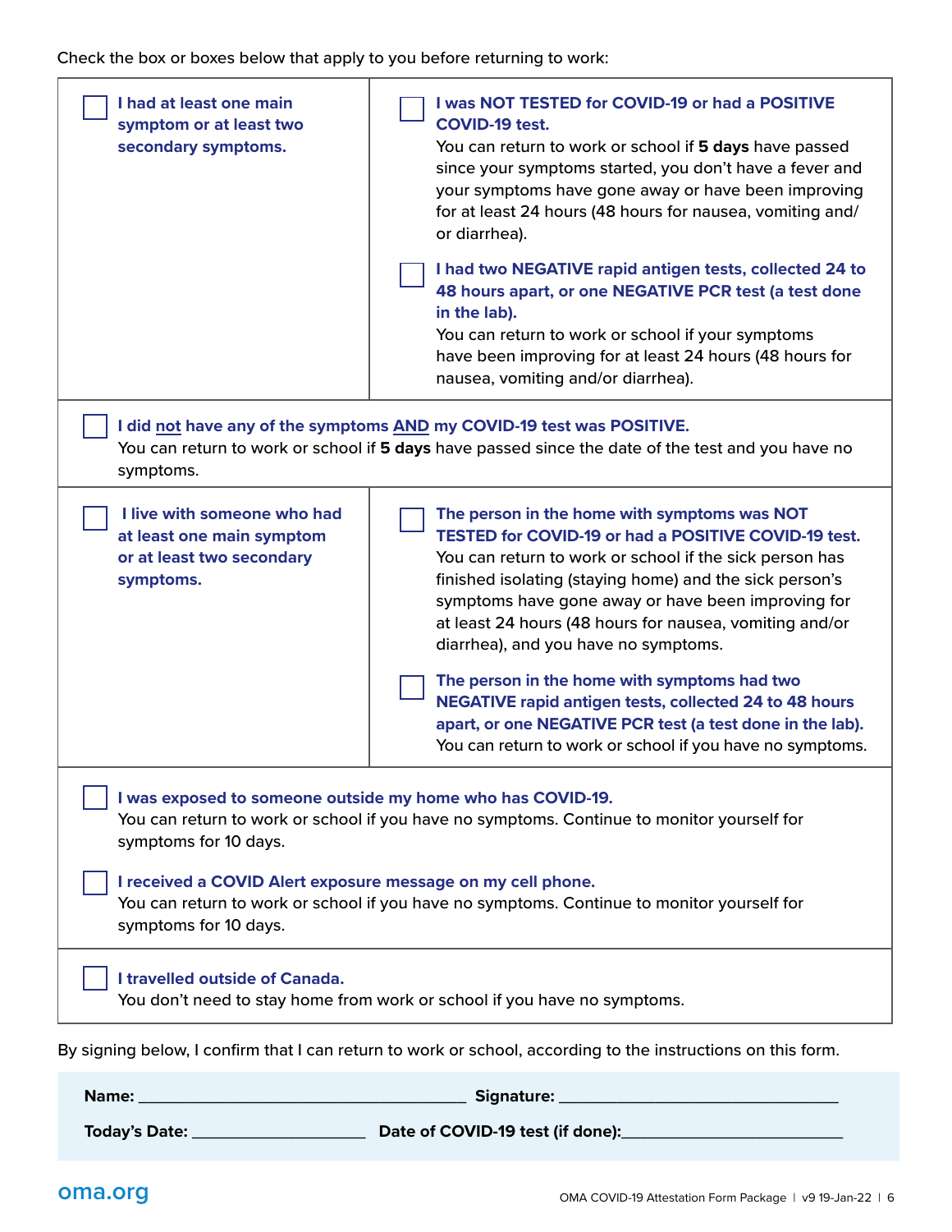Check the box or boxes below that apply to you before returning to work:

| | |
|---|---|
| ☐ **I had at least one main symptom or at least two secondary symptoms.** | ☐ **I was NOT TESTED for COVID-19 or had a POSITIVE COVID-19 test.** You can return to work or school if **5 days** have passed since your symptoms started, you don't have a fever and your symptoms have gone away or have been improving for at least 24 hours (48 hours for nausea, vomiting and/or diarrhea).<br><br>☐ **I had two NEGATIVE rapid antigen tests, collected 24 to 48 hours apart, or one NEGATIVE PCR test (a test done in the lab).** You can return to work or school if your symptoms have been improving for at least 24 hours (48 hours for nausea, vomiting and/or diarrhea). |
| ☐ **I did not have any of the symptoms AND my COVID-19 test was POSITIVE.** You can return to work or school if **5 days** have passed since the date of the test and you have no symptoms. | |
| ☐ **I live with someone who had at least one main symptom or at least two secondary symptoms.** | ☐ **The person in the home with symptoms was NOT TESTED for COVID-19 or had a POSITIVE COVID-19 test.** You can return to work or school if the sick person has finished isolating (staying home) and the sick person's symptoms have gone away or have been improving for at least 24 hours (48 hours for nausea, vomiting and/or diarrhea), and you have no symptoms.<br><br>☐ **The person in the home with symptoms had two NEGATIVE rapid antigen tests, collected 24 to 48 hours apart, or one NEGATIVE PCR test (a test done in the lab).** You can return to work or school if you have no symptoms. |
| ☐ **I was exposed to someone outside my home who has COVID-19.** You can return to work or school if you have no symptoms. Continue to monitor yourself for symptoms for 10 days.<br><br>☐ **I received a COVID Alert exposure message on my cell phone.** You can return to work or school if you have no symptoms. Continue to monitor yourself for symptoms for 10 days. | |
| ☐ **I travelled outside of Canada.** You don't need to stay home from work or school if you have no symptoms. | |

By signing below, I confirm that I can return to work or school, according to the instructions on this form.

**Name:** ______________________________ **Signature:** ______________________________

**Today's Date:** ____________________ **Date of COVID-19 test (if done):** ____________________

oma.org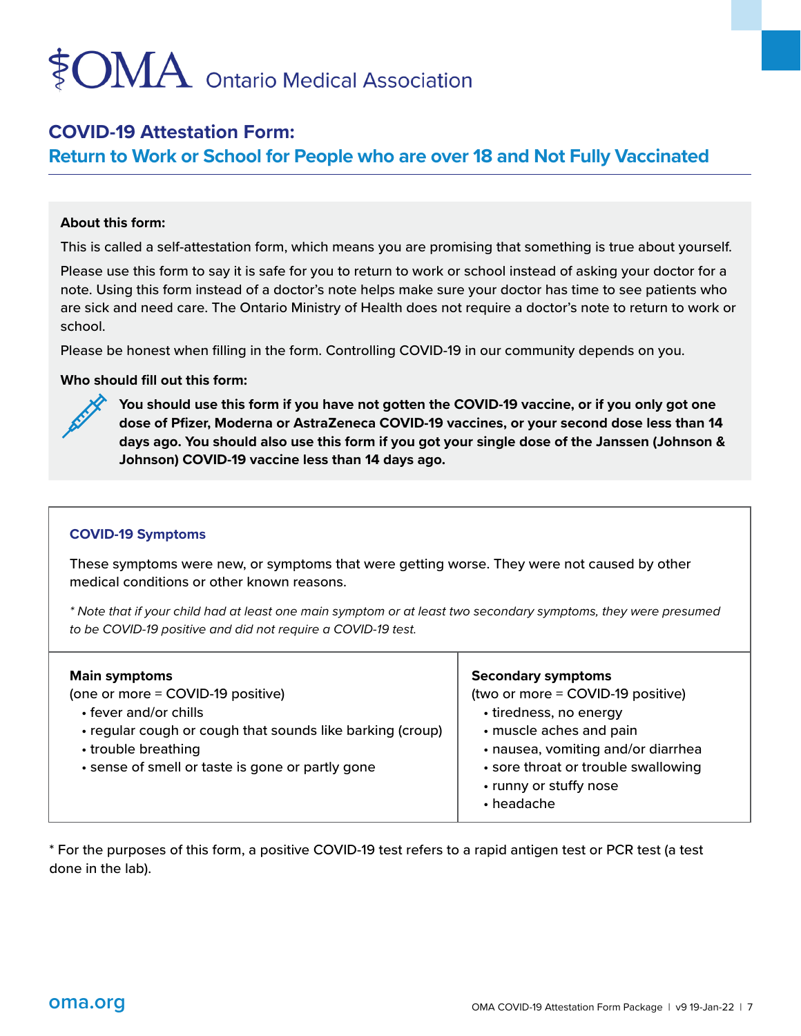# OMA Ontario Medical Association

## COVID-19 Attestation Form:

## Return to Work or School for People who are over 18 and Not Fully Vaccinated

**About this form:**

This is called a self-attestation form, which means you are promising that something is true about yourself.

Please use this form to say it is safe for you to return to work or school instead of asking your doctor for a note. Using this form instead of a doctor's note helps make sure your doctor has time to see patients who are sick and need care. The Ontario Ministry of Health does not require a doctor's note to return to work or school.

Please be honest when filling in the form. Controlling COVID-19 in our community depends on you.

**Who should fill out this form:**

**You should use this form if you have not gotten the COVID-19 vaccine, or if you only got one dose of Pfizer, Moderna or AstraZeneca COVID-19 vaccines, or your second dose less than 14 days ago. You should also use this form if you got your single dose of the Janssen (Johnson & Johnson) COVID-19 vaccine less than 14 days ago.**

### COVID-19 Symptoms

These symptoms were new, or symptoms that were getting worse. They were not caused by other medical conditions or other known reasons.

*\* Note that if your child had at least one main symptom or at least two secondary symptoms, they were presumed to be COVID-19 positive and did not require a COVID-19 test.*

**Main symptoms**
(one or more = COVID-19 positive)

- fever and/or chills
- regular cough or cough that sounds like barking (croup)
- trouble breathing
- sense of smell or taste is gone or partly gone

**Secondary symptoms**
(two or more = COVID-19 positive)

- tiredness, no energy
- muscle aches and pain
- nausea, vomiting and/or diarrhea
- sore throat or trouble swallowing
- runny or stuffy nose
- headache

\* For the purposes of this form, a positive COVID-19 test refers to a rapid antigen test or PCR test (a test done in the lab).

oma.org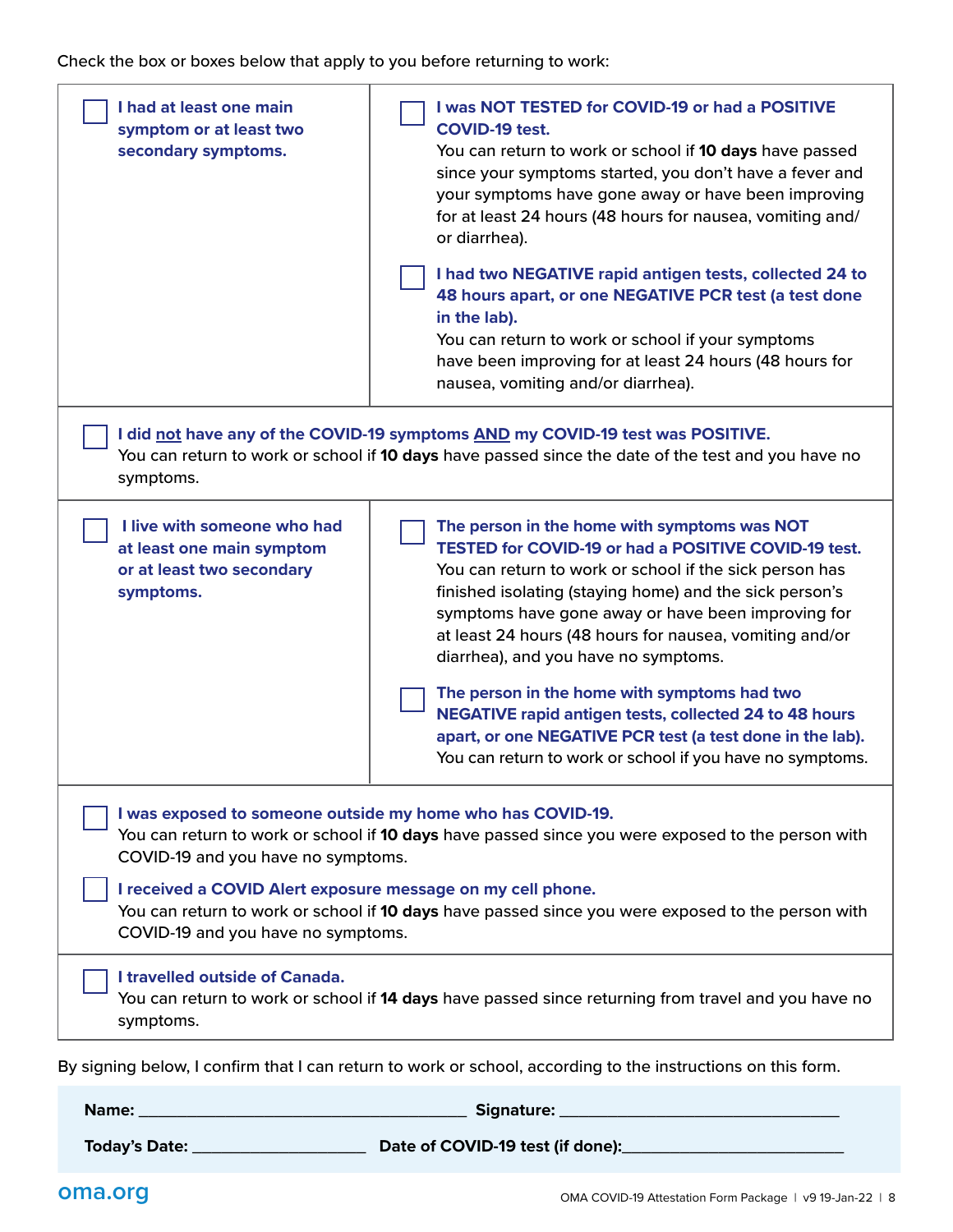Check the box or boxes below that apply to you before returning to work:

| | |
|---|---|
| ☐ **I had at least one main symptom or at least two secondary symptoms.** | ☐ **I was NOT TESTED for COVID-19 or had a POSITIVE COVID-19 test.**<br>You can return to work or school if **10 days** have passed since your symptoms started, you don't have a fever and your symptoms have gone away or have been improving for at least 24 hours (48 hours for nausea, vomiting and/or diarrhea).<br><br>☐ **I had two NEGATIVE rapid antigen tests, collected 24 to 48 hours apart, or one NEGATIVE PCR test (a test done in the lab).**<br>You can return to work or school if your symptoms have been improving for at least 24 hours (48 hours for nausea, vomiting and/or diarrhea). |
| ☐ **I did not have any of the COVID-19 symptoms AND my COVID-19 test was POSITIVE.**<br>You can return to work or school if **10 days** have passed since the date of the test and you have no symptoms. | |
| ☐ **I live with someone who had at least one main symptom or at least two secondary symptoms.** | ☐ **The person in the home with symptoms was NOT TESTED for COVID-19 or had a POSITIVE COVID-19 test.**<br>You can return to work or school if the sick person has finished isolating (staying home) and the sick person's symptoms have gone away or have been improving for at least 24 hours (48 hours for nausea, vomiting and/or diarrhea), and you have no symptoms.<br><br>☐ **The person in the home with symptoms had two NEGATIVE rapid antigen tests, collected 24 to 48 hours apart, or one NEGATIVE PCR test (a test done in the lab).**<br>You can return to work or school if you have no symptoms. |
| ☐ **I was exposed to someone outside my home who has COVID-19.**<br>You can return to work or school if **10 days** have passed since you were exposed to the person with COVID-19 and you have no symptoms.<br><br>☐ **I received a COVID Alert exposure message on my cell phone.**<br>You can return to work or school if **10 days** have passed since you were exposed to the person with COVID-19 and you have no symptoms. | |
| ☐ **I travelled outside of Canada.**<br>You can return to work or school if **14 days** have passed since returning from travel and you have no symptoms. | |

By signing below, I confirm that I can return to work or school, according to the instructions on this form.

**Name:** ____________________ **Signature:** ____________________

**Today's Date:** ____________ **Date of COVID-19 test (if done):** ____________

oma.org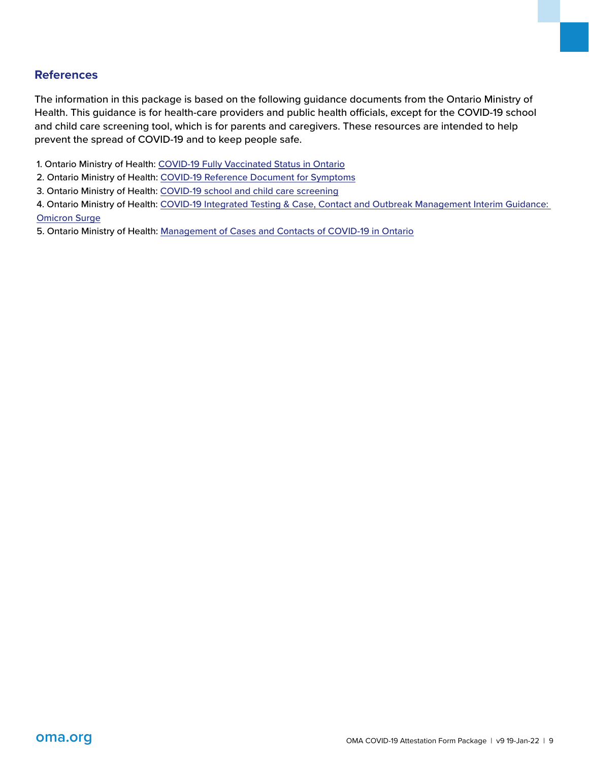## References

The information in this package is based on the following guidance documents from the Ontario Ministry of Health. This guidance is for health-care providers and public health officials, except for the COVID-19 school and child care screening tool, which is for parents and caregivers. These resources are intended to help prevent the spread of COVID-19 and to keep people safe.

1. Ontario Ministry of Health: COVID-19 Fully Vaccinated Status in Ontario
2. Ontario Ministry of Health: COVID-19 Reference Document for Symptoms
3. Ontario Ministry of Health: COVID-19 school and child care screening
4. Ontario Ministry of Health: COVID-19 Integrated Testing & Case, Contact and Outbreak Management Interim Guidance: Omicron Surge
5. Ontario Ministry of Health: Management of Cases and Contacts of COVID-19 in Ontario